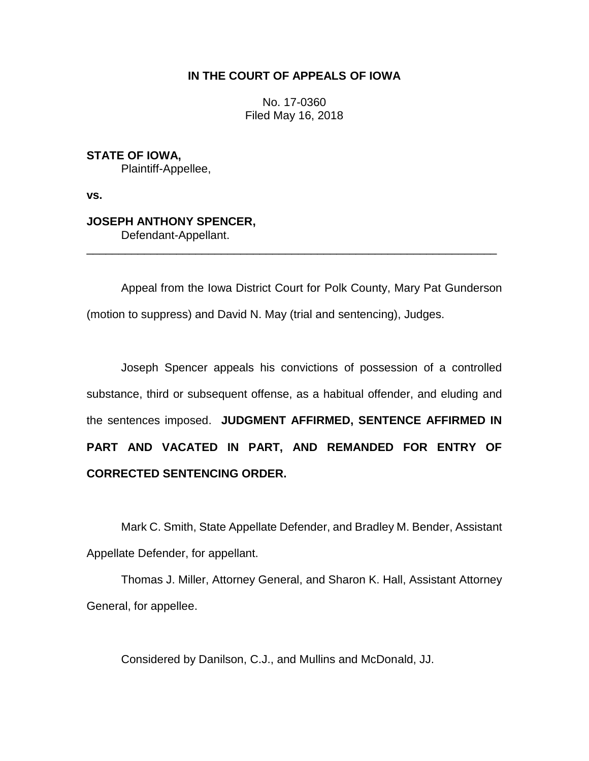**IN THE COURT OF APPEALS OF IOWA**

No. 17-0360
Filed May 16, 2018

**STATE OF IOWA,**
Plaintiff-Appellee,

**vs.**

**JOSEPH ANTHONY SPENCER,**
Defendant-Appellant.

---

Appeal from the Iowa District Court for Polk County, Mary Pat Gunderson (motion to suppress) and David N. May (trial and sentencing), Judges.

Joseph Spencer appeals his convictions of possession of a controlled substance, third or subsequent offense, as a habitual offender, and eluding and the sentences imposed. **JUDGMENT AFFIRMED, SENTENCE AFFIRMED IN PART AND VACATED IN PART, AND REMANDED FOR ENTRY OF CORRECTED SENTENCING ORDER.**

Mark C. Smith, State Appellate Defender, and Bradley M. Bender, Assistant Appellate Defender, for appellant.

Thomas J. Miller, Attorney General, and Sharon K. Hall, Assistant Attorney General, for appellee.

Considered by Danilson, C.J., and Mullins and McDonald, JJ.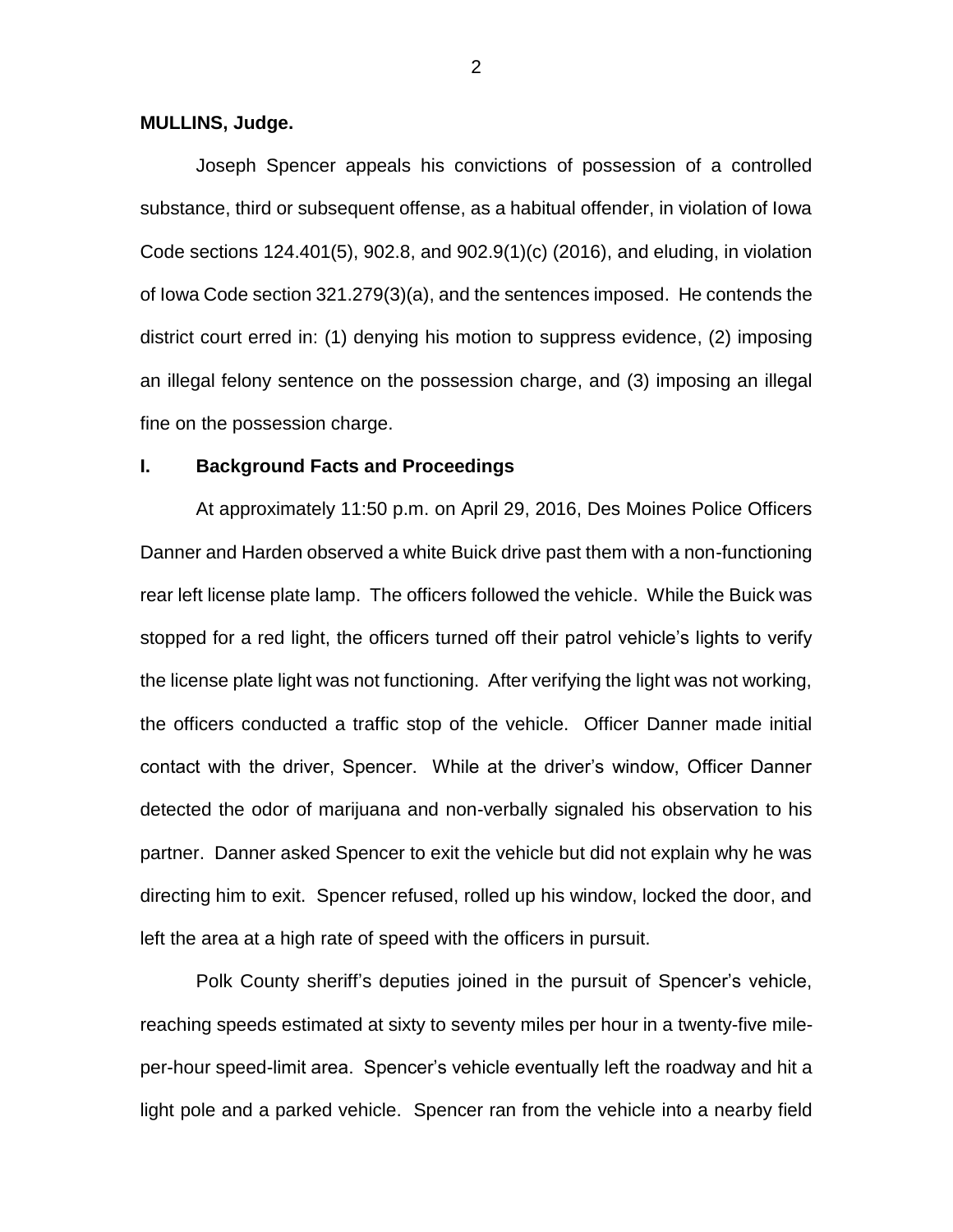**MULLINS, Judge.**

Joseph Spencer appeals his convictions of possession of a controlled substance, third or subsequent offense, as a habitual offender, in violation of Iowa Code sections 124.401(5), 902.8, and 902.9(1)(c) (2016), and eluding, in violation of Iowa Code section 321.279(3)(a), and the sentences imposed. He contends the district court erred in: (1) denying his motion to suppress evidence, (2) imposing an illegal felony sentence on the possession charge, and (3) imposing an illegal fine on the possession charge.

## I. Background Facts and Proceedings

At approximately 11:50 p.m. on April 29, 2016, Des Moines Police Officers Danner and Harden observed a white Buick drive past them with a non-functioning rear left license plate lamp. The officers followed the vehicle. While the Buick was stopped for a red light, the officers turned off their patrol vehicle's lights to verify the license plate light was not functioning. After verifying the light was not working, the officers conducted a traffic stop of the vehicle. Officer Danner made initial contact with the driver, Spencer. While at the driver's window, Officer Danner detected the odor of marijuana and non-verbally signaled his observation to his partner. Danner asked Spencer to exit the vehicle but did not explain why he was directing him to exit. Spencer refused, rolled up his window, locked the door, and left the area at a high rate of speed with the officers in pursuit.

Polk County sheriff's deputies joined in the pursuit of Spencer's vehicle, reaching speeds estimated at sixty to seventy miles per hour in a twenty-five mile-per-hour speed-limit area. Spencer's vehicle eventually left the roadway and hit a light pole and a parked vehicle. Spencer ran from the vehicle into a nearby field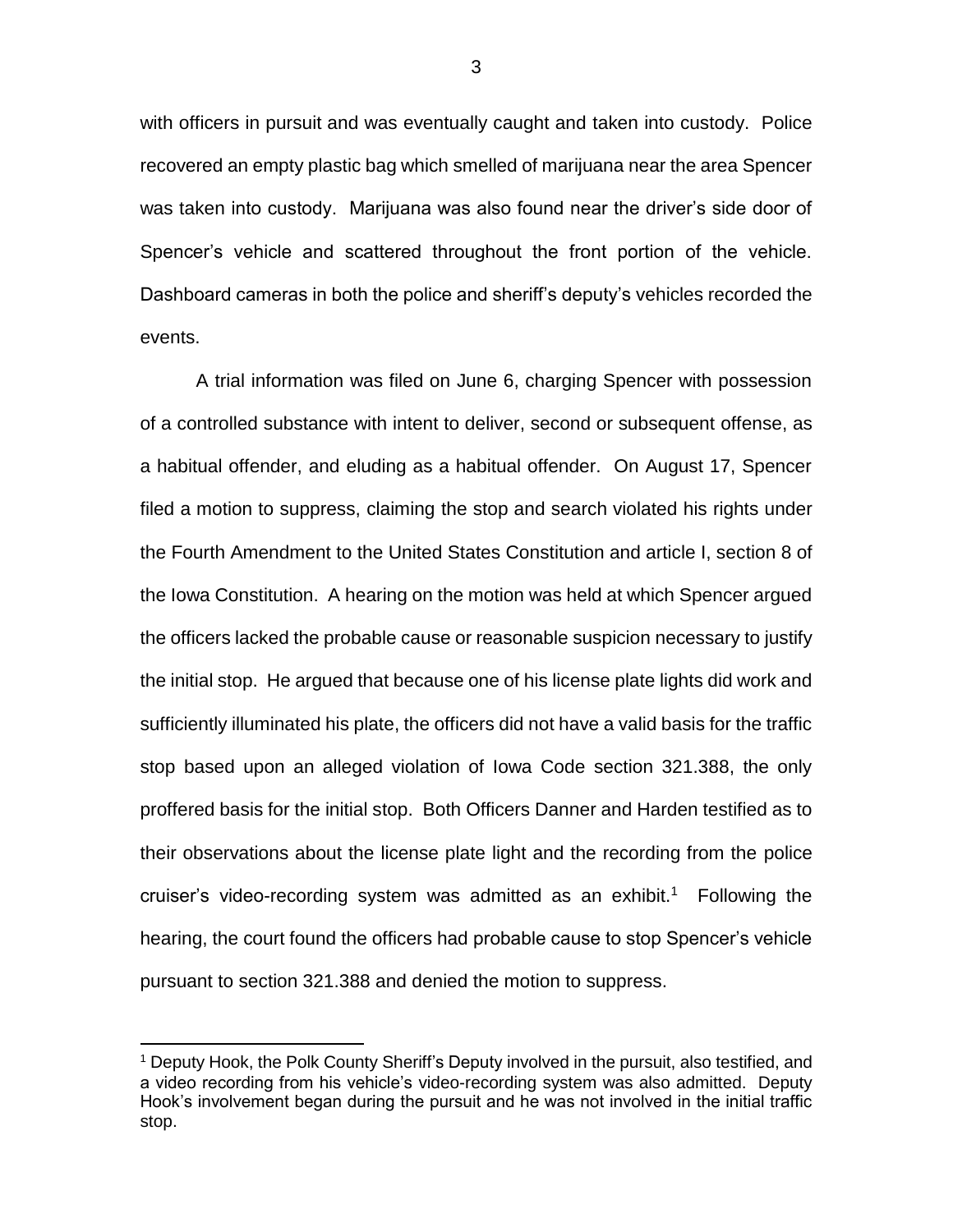with officers in pursuit and was eventually caught and taken into custody. Police recovered an empty plastic bag which smelled of marijuana near the area Spencer was taken into custody. Marijuana was also found near the driver's side door of Spencer's vehicle and scattered throughout the front portion of the vehicle. Dashboard cameras in both the police and sheriff's deputy's vehicles recorded the events.

A trial information was filed on June 6, charging Spencer with possession of a controlled substance with intent to deliver, second or subsequent offense, as a habitual offender, and eluding as a habitual offender. On August 17, Spencer filed a motion to suppress, claiming the stop and search violated his rights under the Fourth Amendment to the United States Constitution and article I, section 8 of the Iowa Constitution. A hearing on the motion was held at which Spencer argued the officers lacked the probable cause or reasonable suspicion necessary to justify the initial stop. He argued that because one of his license plate lights did work and sufficiently illuminated his plate, the officers did not have a valid basis for the traffic stop based upon an alleged violation of Iowa Code section 321.388, the only proffered basis for the initial stop. Both Officers Danner and Harden testified as to their observations about the license plate light and the recording from the police cruiser's video-recording system was admitted as an exhibit.[1] Following the hearing, the court found the officers had probable cause to stop Spencer's vehicle pursuant to section 321.388 and denied the motion to suppress.

[1] Deputy Hook, the Polk County Sheriff's Deputy involved in the pursuit, also testified, and a video recording from his vehicle's video-recording system was also admitted. Deputy Hook's involvement began during the pursuit and he was not involved in the initial traffic stop.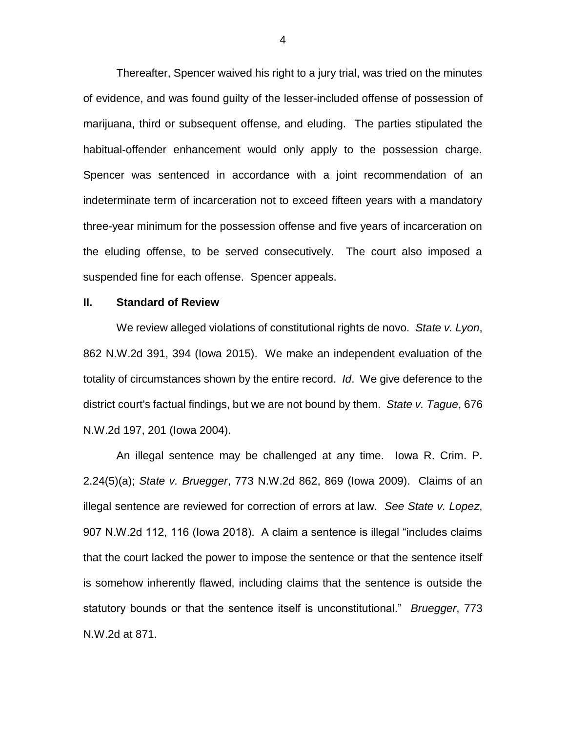Thereafter, Spencer waived his right to a jury trial, was tried on the minutes of evidence, and was found guilty of the lesser-included offense of possession of marijuana, third or subsequent offense, and eluding. The parties stipulated the habitual-offender enhancement would only apply to the possession charge. Spencer was sentenced in accordance with a joint recommendation of an indeterminate term of incarceration not to exceed fifteen years with a mandatory three-year minimum for the possession offense and five years of incarceration on the eluding offense, to be served consecutively. The court also imposed a suspended fine for each offense. Spencer appeals.

## II. Standard of Review

We review alleged violations of constitutional rights de novo. *State v. Lyon*, 862 N.W.2d 391, 394 (Iowa 2015). We make an independent evaluation of the totality of circumstances shown by the entire record. *Id*. We give deference to the district court's factual findings, but we are not bound by them. *State v. Tague*, 676 N.W.2d 197, 201 (Iowa 2004).

An illegal sentence may be challenged at any time. Iowa R. Crim. P. 2.24(5)(a); *State v. Bruegger*, 773 N.W.2d 862, 869 (Iowa 2009). Claims of an illegal sentence are reviewed for correction of errors at law. *See State v. Lopez*, 907 N.W.2d 112, 116 (Iowa 2018). A claim a sentence is illegal "includes claims that the court lacked the power to impose the sentence or that the sentence itself is somehow inherently flawed, including claims that the sentence is outside the statutory bounds or that the sentence itself is unconstitutional." *Bruegger*, 773 N.W.2d at 871.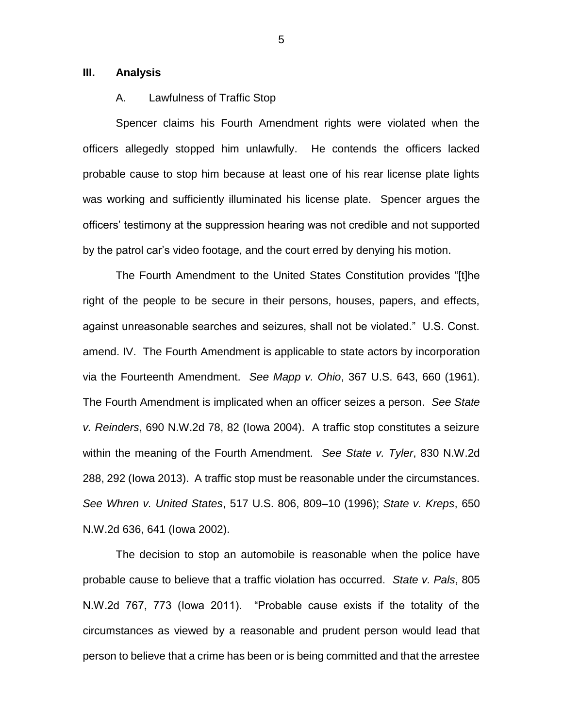## III. Analysis

### A. Lawfulness of Traffic Stop

Spencer claims his Fourth Amendment rights were violated when the officers allegedly stopped him unlawfully. He contends the officers lacked probable cause to stop him because at least one of his rear license plate lights was working and sufficiently illuminated his license plate. Spencer argues the officers' testimony at the suppression hearing was not credible and not supported by the patrol car's video footage, and the court erred by denying his motion.

The Fourth Amendment to the United States Constitution provides "[t]he right of the people to be secure in their persons, houses, papers, and effects, against unreasonable searches and seizures, shall not be violated." U.S. Const. amend. IV. The Fourth Amendment is applicable to state actors by incorporation via the Fourteenth Amendment. *See Mapp v. Ohio*, 367 U.S. 643, 660 (1961). The Fourth Amendment is implicated when an officer seizes a person. *See State v. Reinders*, 690 N.W.2d 78, 82 (Iowa 2004). A traffic stop constitutes a seizure within the meaning of the Fourth Amendment. *See State v. Tyler*, 830 N.W.2d 288, 292 (Iowa 2013). A traffic stop must be reasonable under the circumstances. *See Whren v. United States*, 517 U.S. 806, 809–10 (1996); *State v. Kreps*, 650 N.W.2d 636, 641 (Iowa 2002).

The decision to stop an automobile is reasonable when the police have probable cause to believe that a traffic violation has occurred. *State v. Pals*, 805 N.W.2d 767, 773 (Iowa 2011). "Probable cause exists if the totality of the circumstances as viewed by a reasonable and prudent person would lead that person to believe that a crime has been or is being committed and that the arrestee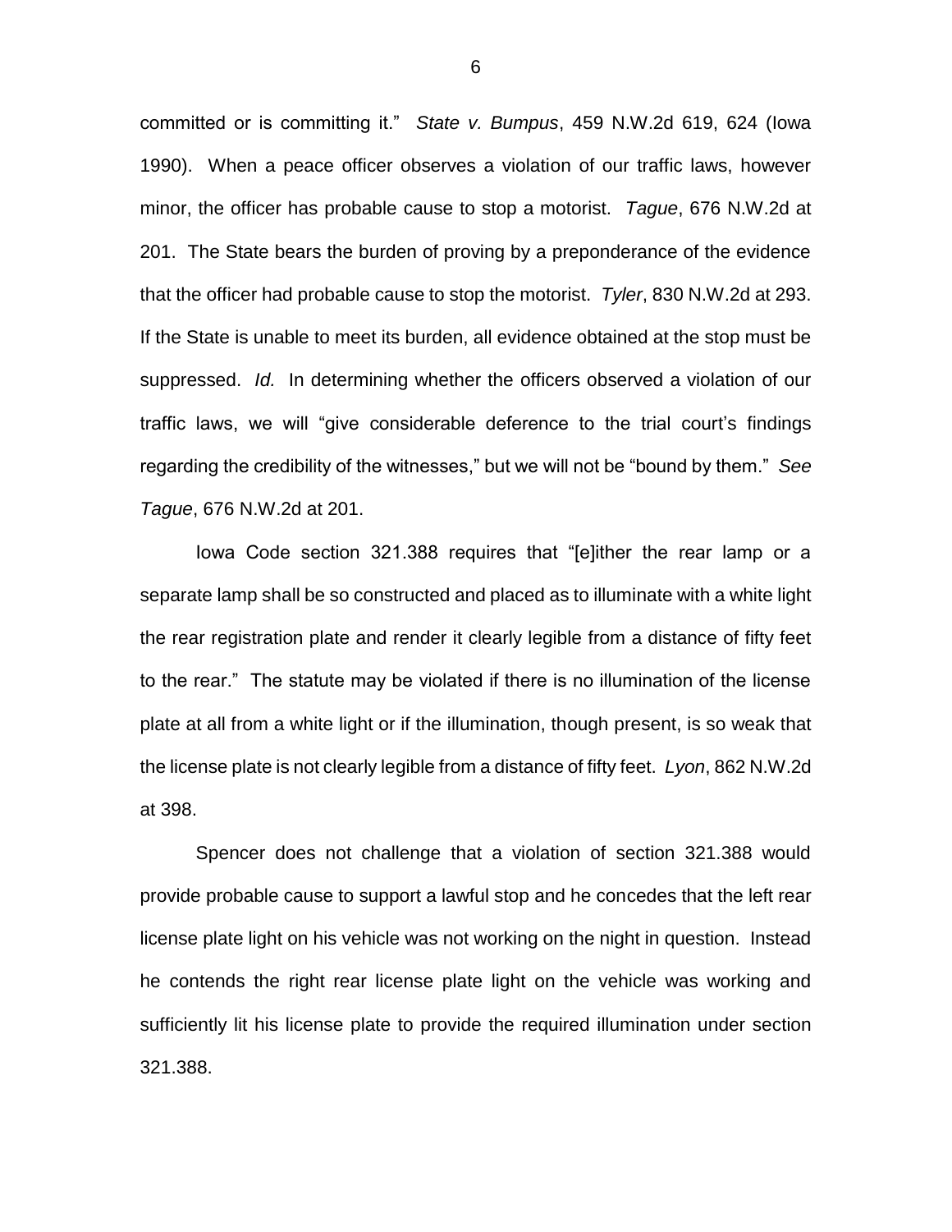committed or is committing it." *State v. Bumpus*, 459 N.W.2d 619, 624 (Iowa 1990). When a peace officer observes a violation of our traffic laws, however minor, the officer has probable cause to stop a motorist. *Tague*, 676 N.W.2d at 201. The State bears the burden of proving by a preponderance of the evidence that the officer had probable cause to stop the motorist. *Tyler*, 830 N.W.2d at 293. If the State is unable to meet its burden, all evidence obtained at the stop must be suppressed. *Id.* In determining whether the officers observed a violation of our traffic laws, we will "give considerable deference to the trial court's findings regarding the credibility of the witnesses," but we will not be "bound by them." *See Tague*, 676 N.W.2d at 201.

Iowa Code section 321.388 requires that "[e]ither the rear lamp or a separate lamp shall be so constructed and placed as to illuminate with a white light the rear registration plate and render it clearly legible from a distance of fifty feet to the rear." The statute may be violated if there is no illumination of the license plate at all from a white light or if the illumination, though present, is so weak that the license plate is not clearly legible from a distance of fifty feet. *Lyon*, 862 N.W.2d at 398.

Spencer does not challenge that a violation of section 321.388 would provide probable cause to support a lawful stop and he concedes that the left rear license plate light on his vehicle was not working on the night in question. Instead he contends the right rear license plate light on the vehicle was working and sufficiently lit his license plate to provide the required illumination under section 321.388.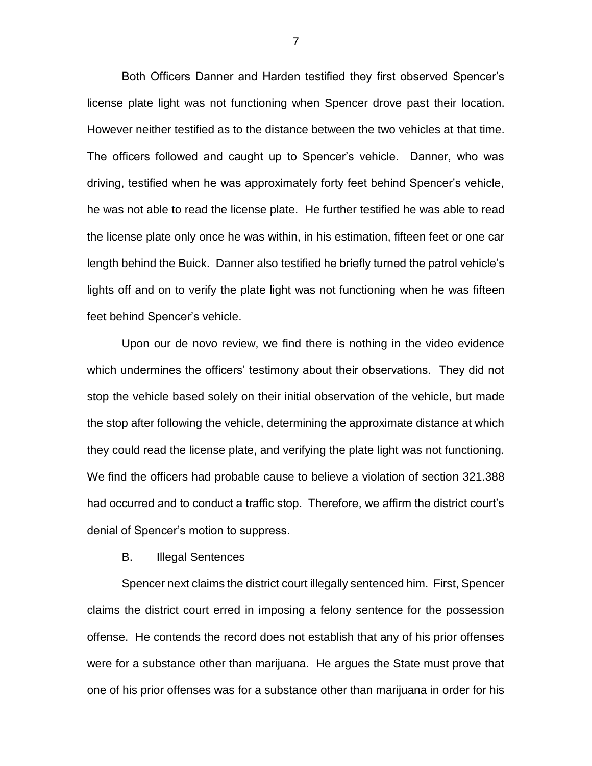Both Officers Danner and Harden testified they first observed Spencer's license plate light was not functioning when Spencer drove past their location. However neither testified as to the distance between the two vehicles at that time. The officers followed and caught up to Spencer's vehicle. Danner, who was driving, testified when he was approximately forty feet behind Spencer's vehicle, he was not able to read the license plate. He further testified he was able to read the license plate only once he was within, in his estimation, fifteen feet or one car length behind the Buick. Danner also testified he briefly turned the patrol vehicle's lights off and on to verify the plate light was not functioning when he was fifteen feet behind Spencer's vehicle.

Upon our de novo review, we find there is nothing in the video evidence which undermines the officers' testimony about their observations. They did not stop the vehicle based solely on their initial observation of the vehicle, but made the stop after following the vehicle, determining the approximate distance at which they could read the license plate, and verifying the plate light was not functioning. We find the officers had probable cause to believe a violation of section 321.388 had occurred and to conduct a traffic stop. Therefore, we affirm the district court's denial of Spencer's motion to suppress.

B. Illegal Sentences

Spencer next claims the district court illegally sentenced him. First, Spencer claims the district court erred in imposing a felony sentence for the possession offense. He contends the record does not establish that any of his prior offenses were for a substance other than marijuana. He argues the State must prove that one of his prior offenses was for a substance other than marijuana in order for his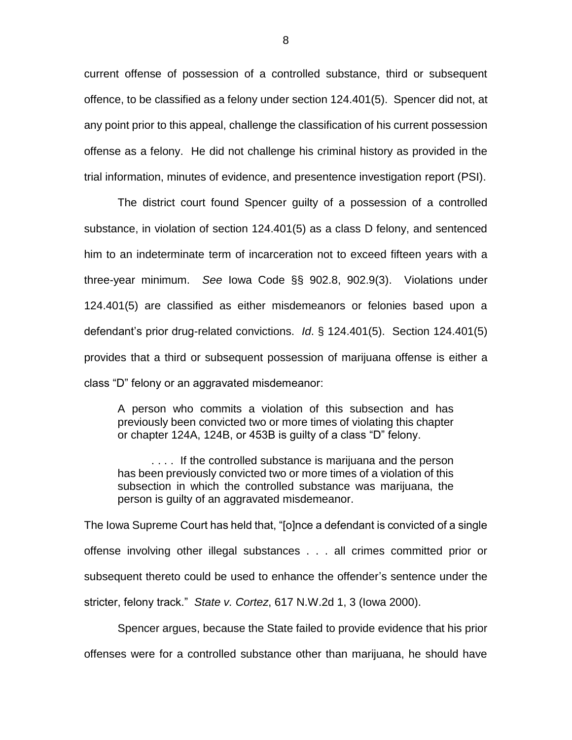current offense of possession of a controlled substance, third or subsequent offence, to be classified as a felony under section 124.401(5). Spencer did not, at any point prior to this appeal, challenge the classification of his current possession offense as a felony. He did not challenge his criminal history as provided in the trial information, minutes of evidence, and presentence investigation report (PSI).

The district court found Spencer guilty of a possession of a controlled substance, in violation of section 124.401(5) as a class D felony, and sentenced him to an indeterminate term of incarceration not to exceed fifteen years with a three-year minimum. *See* Iowa Code §§ 902.8, 902.9(3). Violations under 124.401(5) are classified as either misdemeanors or felonies based upon a defendant's prior drug-related convictions. *Id*. § 124.401(5). Section 124.401(5) provides that a third or subsequent possession of marijuana offense is either a class "D" felony or an aggravated misdemeanor:

> A person who commits a violation of this subsection and has previously been convicted two or more times of violating this chapter or chapter 124A, 124B, or 453B is guilty of a class "D" felony.
>
> . . . . If the controlled substance is marijuana and the person has been previously convicted two or more times of a violation of this subsection in which the controlled substance was marijuana, the person is guilty of an aggravated misdemeanor.

The Iowa Supreme Court has held that, "[o]nce a defendant is convicted of a single offense involving other illegal substances . . . all crimes committed prior or subsequent thereto could be used to enhance the offender's sentence under the stricter, felony track." *State v. Cortez*, 617 N.W.2d 1, 3 (Iowa 2000).

Spencer argues, because the State failed to provide evidence that his prior offenses were for a controlled substance other than marijuana, he should have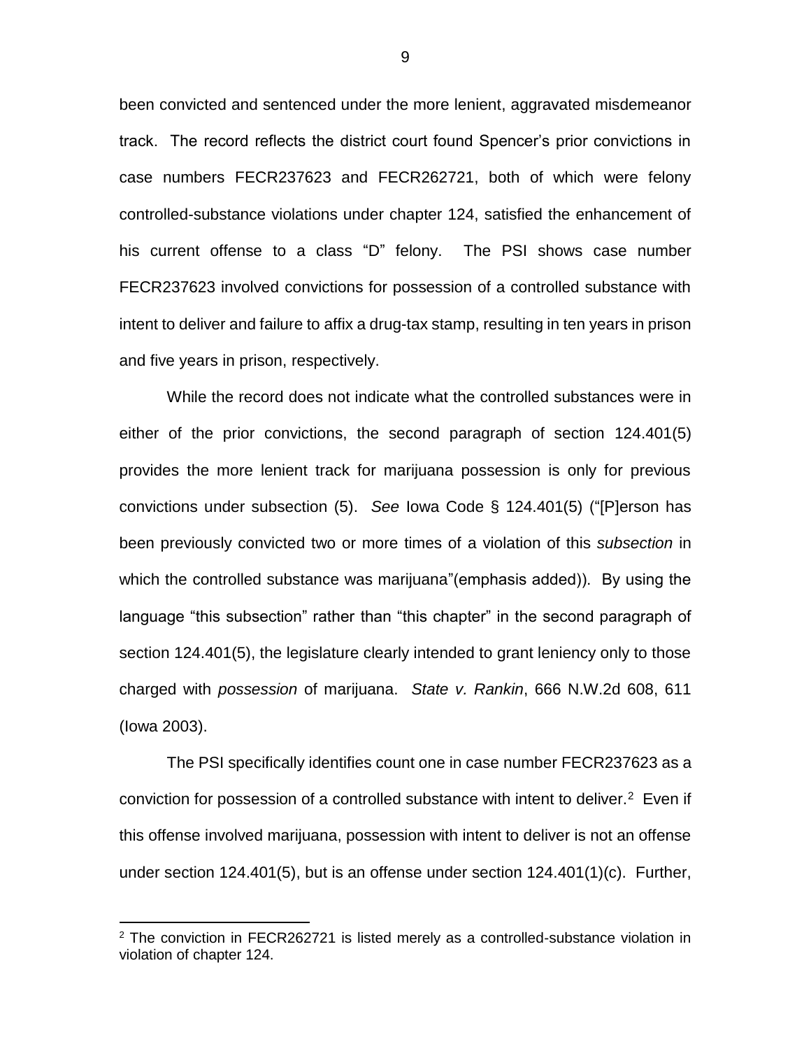been convicted and sentenced under the more lenient, aggravated misdemeanor track. The record reflects the district court found Spencer's prior convictions in case numbers FECR237623 and FECR262721, both of which were felony controlled-substance violations under chapter 124, satisfied the enhancement of his current offense to a class "D" felony. The PSI shows case number FECR237623 involved convictions for possession of a controlled substance with intent to deliver and failure to affix a drug-tax stamp, resulting in ten years in prison and five years in prison, respectively.

While the record does not indicate what the controlled substances were in either of the prior convictions, the second paragraph of section 124.401(5) provides the more lenient track for marijuana possession is only for previous convictions under subsection (5). *See* Iowa Code § 124.401(5) ("[P]erson has been previously convicted two or more times of a violation of this *subsection* in which the controlled substance was marijuana"(emphasis added)). By using the language "this subsection" rather than "this chapter" in the second paragraph of section 124.401(5), the legislature clearly intended to grant leniency only to those charged with *possession* of marijuana. *State v. Rankin*, 666 N.W.2d 608, 611 (Iowa 2003).

The PSI specifically identifies count one in case number FECR237623 as a conviction for possession of a controlled substance with intent to deliver.[2] Even if this offense involved marijuana, possession with intent to deliver is not an offense under section 124.401(5), but is an offense under section 124.401(1)(c). Further,

[2] The conviction in FECR262721 is listed merely as a controlled-substance violation in violation of chapter 124.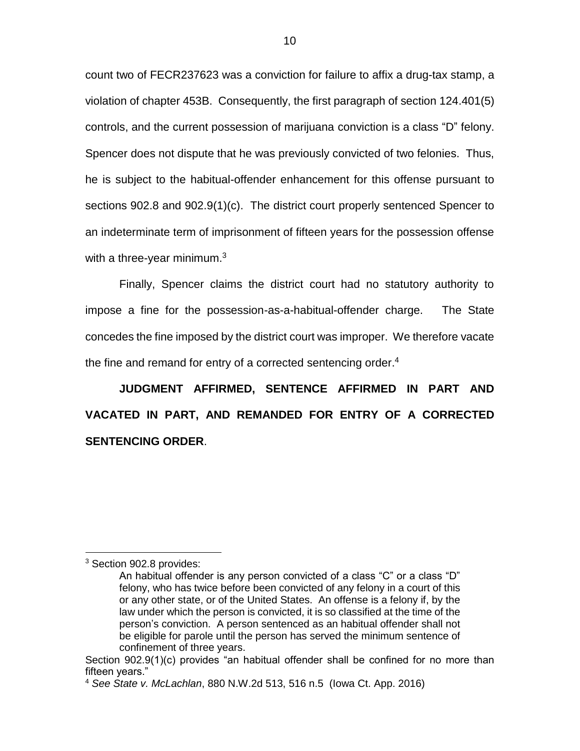count two of FECR237623 was a conviction for failure to affix a drug-tax stamp, a violation of chapter 453B. Consequently, the first paragraph of section 124.401(5) controls, and the current possession of marijuana conviction is a class "D" felony. Spencer does not dispute that he was previously convicted of two felonies. Thus, he is subject to the habitual-offender enhancement for this offense pursuant to sections 902.8 and 902.9(1)(c). The district court properly sentenced Spencer to an indeterminate term of imprisonment of fifteen years for the possession offense with a three-year minimum.[3]

Finally, Spencer claims the district court had no statutory authority to impose a fine for the possession-as-a-habitual-offender charge. The State concedes the fine imposed by the district court was improper. We therefore vacate the fine and remand for entry of a corrected sentencing order.[4]

**JUDGMENT AFFIRMED, SENTENCE AFFIRMED IN PART AND VACATED IN PART, AND REMANDED FOR ENTRY OF A CORRECTED SENTENCING ORDER**.

---

[3] Section 902.8 provides:

> An habitual offender is any person convicted of a class "C" or a class "D" felony, who has twice before been convicted of any felony in a court of this or any other state, or of the United States. An offense is a felony if, by the law under which the person is convicted, it is so classified at the time of the person's conviction. A person sentenced as an habitual offender shall not be eligible for parole until the person has served the minimum sentence of confinement of three years.

Section 902.9(1)(c) provides "an habitual offender shall be confined for no more than fifteen years."

[4] *See State v. McLachlan*, 880 N.W.2d 513, 516 n.5 (Iowa Ct. App. 2016)